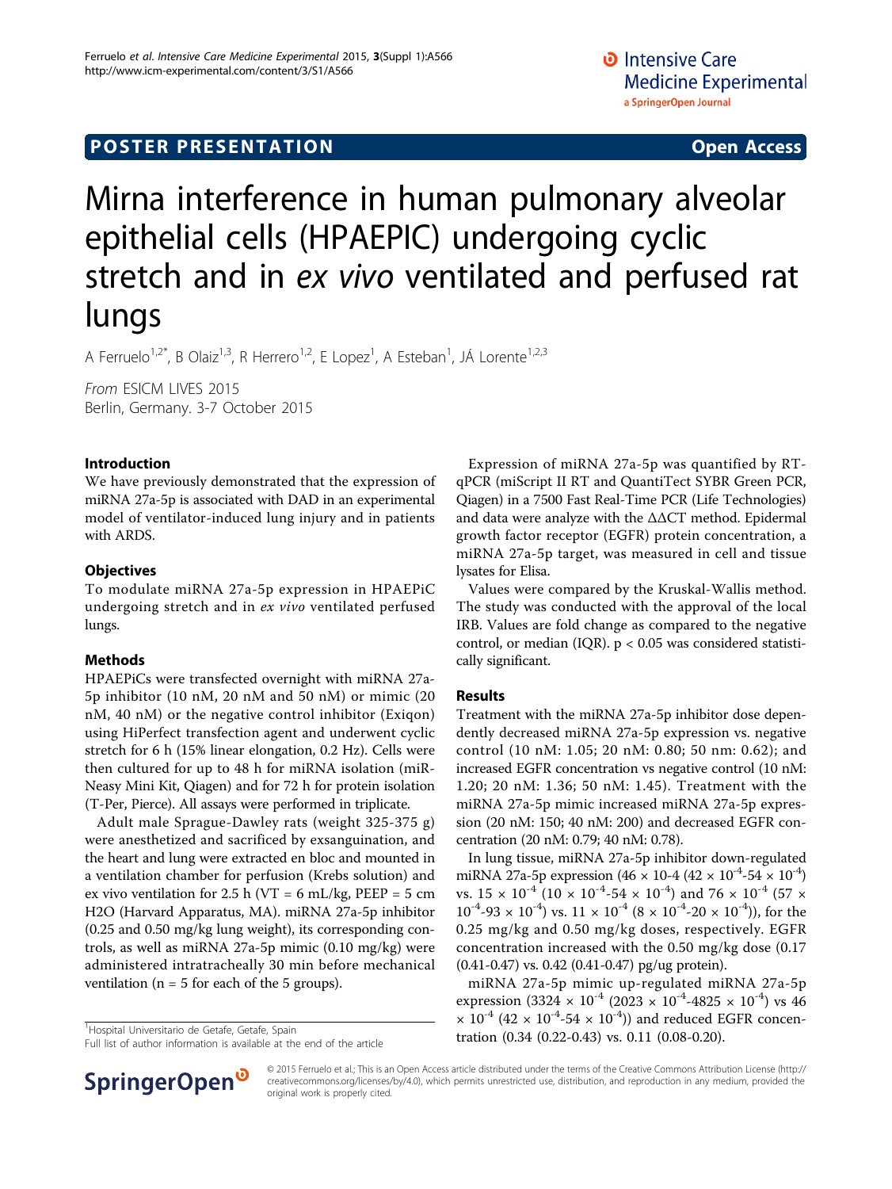POSTER PRESENTATION Open Access

# Mirna interference in human pulmonary alveolar epithelial cells (HPAEPIC) undergoing cyclic stretch and in *ex vivo* ventilated and perfused rat lungs

A Ferruelo[1,2*], B Olaiz[1,3], R Herrero[1,2], E Lopez[1], A Esteban[1], JÁ Lorente[1,2,3]

*From* ESICM LIVES 2015
Berlin, Germany. 3-7 October 2015

## Introduction

We have previously demonstrated that the expression of miRNA 27a-5p is associated with DAD in an experimental model of ventilator-induced lung injury and in patients with ARDS.

## Objectives

To modulate miRNA 27a-5p expression in HPAEPiC undergoing stretch and in *ex vivo* ventilated perfused lungs.

## Methods

HPAEPiCs were transfected overnight with miRNA 27a-5p inhibitor (10 nM, 20 nM and 50 nM) or mimic (20 nM, 40 nM) or the negative control inhibitor (Exiqon) using HiPerfect transfection agent and underwent cyclic stretch for 6 h (15% linear elongation, 0.2 Hz). Cells were then cultured for up to 48 h for miRNA isolation (miRNeasy Mini Kit, Qiagen) and for 72 h for protein isolation (T-Per, Pierce). All assays were performed in triplicate.

Adult male Sprague-Dawley rats (weight 325-375 g) were anesthetized and sacrificed by exsanguination, and the heart and lung were extracted en bloc and mounted in a ventilation chamber for perfusion (Krebs solution) and ex vivo ventilation for 2.5 h (VT = 6 mL/kg, PEEP = 5 cm $H_2O$ (Harvard Apparatus, MA). miRNA 27a-5p inhibitor (0.25 and 0.50 mg/kg lung weight), its corresponding controls, as well as miRNA 27a-5p mimic (0.10 mg/kg) were administered intratracheally 30 min before mechanical ventilation (n = 5 for each of the 5 groups).

Expression of miRNA 27a-5p was quantified by RT-qPCR (miScript II RT and QuantiTect SYBR Green PCR, Qiagen) in a 7500 Fast Real-Time PCR (Life Technologies) and data were analyze with the ΔΔCT method. Epidermal growth factor receptor (EGFR) protein concentration, a miRNA 27a-5p target, was measured in cell and tissue lysates for Elisa.

Values were compared by the Kruskal-Wallis method. The study was conducted with the approval of the local IRB. Values are fold change as compared to the negative control, or median (IQR). $p < 0.05$ was considered statistically significant.

## Results

Treatment with the miRNA 27a-5p inhibitor dose dependently decreased miRNA 27a-5p expression vs. negative control (10 nM: 1.05; 20 nM: 0.80; 50 nm: 0.62); and increased EGFR concentration vs negative control (10 nM: 1.20; 20 nM: 1.36; 50 nM: 1.45). Treatment with the miRNA 27a-5p mimic increased miRNA 27a-5p expression (20 nM: 150; 40 nM: 200) and decreased EGFR concentration (20 nM: 0.79; 40 nM: 0.78).

In lung tissue, miRNA 27a-5p inhibitor down-regulated miRNA 27a-5p expression (46 × 10-4 ($42 \times 10^{-4}$-$54 \times 10^{-4}$) vs. $15 \times 10^{-4}$ ($10 \times 10^{-4}$-$54 \times 10^{-4}$) and $76 \times 10^{-4}$ ($57 \times 10^{-4}$-$93 \times 10^{-4}$) vs. $11 \times 10^{-4}$ ($8 \times 10^{-4}$-$20 \times 10^{-4}$)), for the 0.25 mg/kg and 0.50 mg/kg doses, respectively. EGFR concentration increased with the 0.50 mg/kg dose (0.17 (0.41-0.47) vs. 0.42 (0.41-0.47) pg/ug protein).

miRNA 27a-5p mimic up-regulated miRNA 27a-5p expression ($3324 \times 10^{-4}$ ($2023 \times 10^{-4}$-$4825 \times 10^{-4}$) vs $46 \times 10^{-4}$ ($42 \times 10^{-4}$-$54 \times 10^{-4}$)) and reduced EGFR concentration (0.34 (0.22-0.43) vs. 0.11 (0.08-0.20).

[1]Hospital Universitario de Getafe, Getafe, Spain
Full list of author information is available at the end of the article

© 2015 Ferruelo et al.; This is an Open Access article distributed under the terms of the Creative Commons Attribution License (http://creativecommons.org/licenses/by/4.0), which permits unrestricted use, distribution, and reproduction in any medium, provided the original work is properly cited.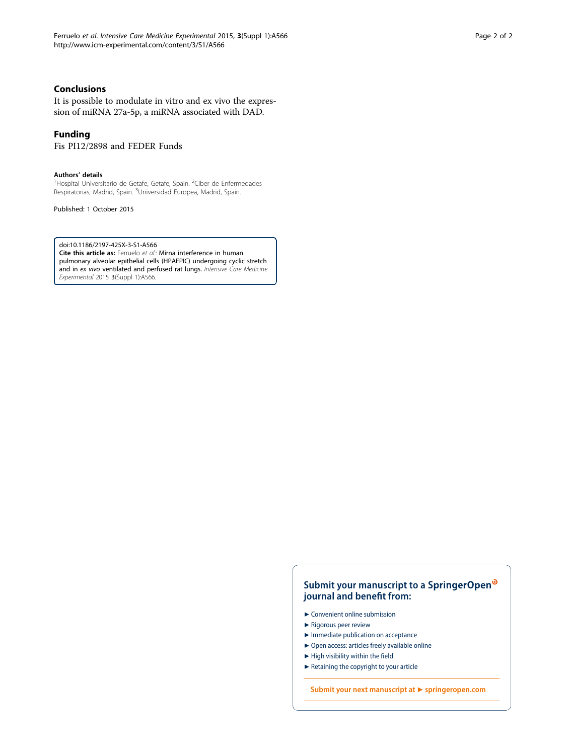## Conclusions

It is possible to modulate in vitro and ex vivo the expression of miRNA 27a-5p, a miRNA associated with DAD.

## Funding

Fis PI12/2898 and FEDER Funds

#### Authors' details

[1]Hospital Universitario de Getafe, Getafe, Spain. [2]Ciber de Enfermedades Respiratorias, Madrid, Spain. [3]Universidad Europea, Madrid, Spain.

Published: 1 October 2015

doi:10.1186/2197-425X-3-S1-A566

**Cite this article as:** Ferruelo *et al.*: Mirna interference in human pulmonary alveolar epithelial cells (HPAEPIC) undergoing cyclic stretch and in *ex vivo* ventilated and perfused rat lungs. *Intensive Care Medicine Experimental* 2015 **3**(Suppl 1):A566.

**Submit your manuscript to a SpringerOpen journal and benefit from:**

- ► Convenient online submission
- ► Rigorous peer review
- ► Immediate publication on acceptance
- ► Open access: articles freely available online
- ► High visibility within the field
- ► Retaining the copyright to your article

**Submit your next manuscript at ► springeropen.com**